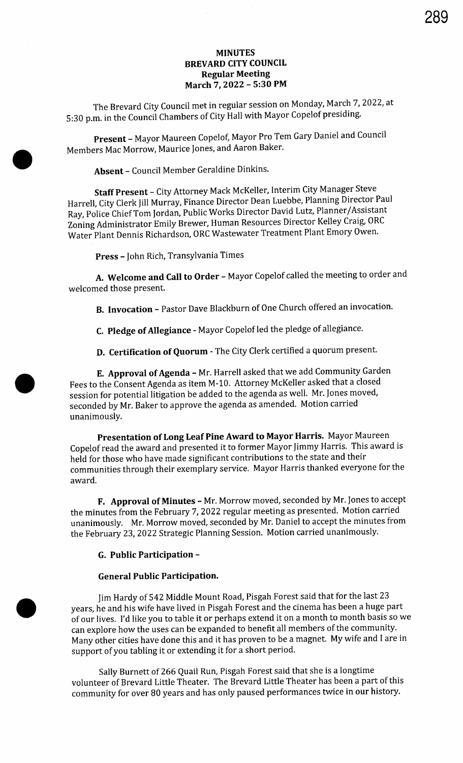# MINUTES
## BREVARD CITY COUNCIL
### Regular Meeting
### March 7, 2022 – 5:30 PM

The Brevard City Council met in regular session on Monday, March 7, 2022, at 5:30 p.m. in the Council Chambers of City Hall with Mayor Copelof presiding.

**Present** – Mayor Maureen Copelof, Mayor Pro Tem Gary Daniel and Council Members Mac Morrow, Maurice Jones, and Aaron Baker.

**Absent** – Council Member Geraldine Dinkins.

**Staff Present** – City Attorney Mack McKeller, Interim City Manager Steve Harrell, City Clerk Jill Murray, Finance Director Dean Luebbe, Planning Director Paul Ray, Police Chief Tom Jordan, Public Works Director David Lutz, Planner/Assistant Zoning Administrator Emily Brewer, Human Resources Director Kelley Craig, ORC Water Plant Dennis Richardson, ORC Wastewater Treatment Plant Emory Owen.

**Press** – John Rich, Transylvania Times

**A. Welcome and Call to Order** – Mayor Copelof called the meeting to order and welcomed those present.

**B. Invocation** – Pastor Dave Blackburn of One Church offered an invocation.

**C. Pledge of Allegiance** - Mayor Copelof led the pledge of allegiance.

**D. Certification of Quorum** - The City Clerk certified a quorum present.

**E. Approval of Agenda** – Mr. Harrell asked that we add Community Garden Fees to the Consent Agenda as item M-10. Attorney McKeller asked that a closed session for potential litigation be added to the agenda as well. Mr. Jones moved, seconded by Mr. Baker to approve the agenda as amended. Motion carried unanimously.

**Presentation of Long Leaf Pine Award to Mayor Harris.** Mayor Maureen Copelof read the award and presented it to former Mayor Jimmy Harris. This award is held for those who have made significant contributions to the state and their communities through their exemplary service. Mayor Harris thanked everyone for the award.

**F. Approval of Minutes** – Mr. Morrow moved, seconded by Mr. Jones to accept the minutes from the February 7, 2022 regular meeting as presented. Motion carried unanimously. Mr. Morrow moved, seconded by Mr. Daniel to accept the minutes from the February 23, 2022 Strategic Planning Session. Motion carried unanimously.

**G. Public Participation** –

**General Public Participation.**

Jim Hardy of 542 Middle Mount Road, Pisgah Forest said that for the last 23 years, he and his wife have lived in Pisgah Forest and the cinema has been a huge part of our lives. I'd like you to table it or perhaps extend it on a month to month basis so we can explore how the uses can be expanded to benefit all members of the community. Many other cities have done this and it has proven to be a magnet. My wife and I are in support of you tabling it or extending it for a short period.

Sally Burnett of 266 Quail Run, Pisgah Forest said that she is a longtime volunteer of Brevard Little Theater. The Brevard Little Theater has been a part of this community for over 80 years and has only paused performances twice in our history.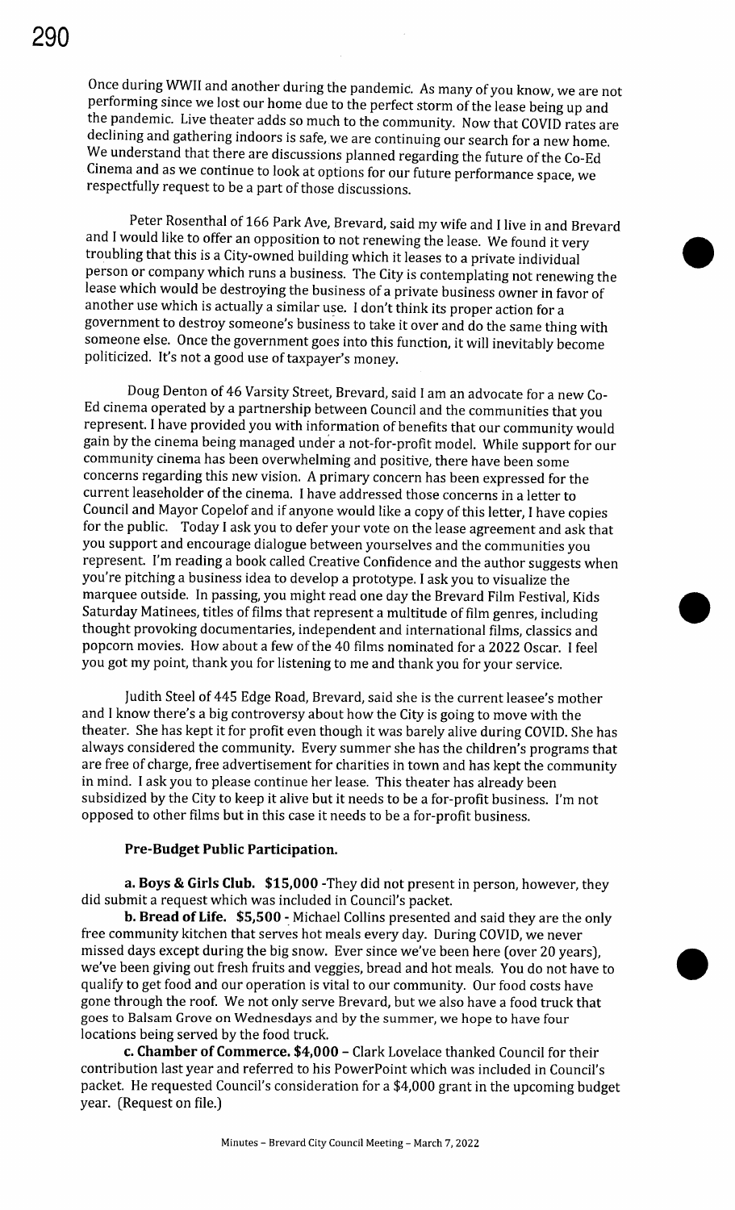Once during WWII and another during the pandemic. As many of you know, we are not performing since we lost our home due to the perfect storm of the lease being up and the pandemic. Live theater adds so much to the community. Now that COVID rates are declining and gathering indoors is safe, we are continuing our search for a new home. We understand that there are discussions planned regarding the future of the Co-Ed Cinema and as we continue to look at options for our future performance space, we respectfully request to be a part of those discussions.

Peter Rosenthal of 166 Park Ave, Brevard, said my wife and I live in and Brevard and I would like to offer an opposition to not renewing the lease. We found it very troubling that this is a City-owned building which it leases to a private individual person or company which runs a business. The City is contemplating not renewing the lease which would be destroying the business of a private business owner in favor of another use which is actually a similar use. I don't think its proper action for a government to destroy someone's business to take it over and do the same thing with someone else. Once the government goes into this function, it will inevitably become politicized. It's not a good use of taxpayer's money.

Doug Denton of 46 Varsity Street, Brevard, said I am an advocate for a new Co-Ed cinema operated by a partnership between Council and the communities that you represent. I have provided you with information of benefits that our community would gain by the cinema being managed under a not-for-profit model. While support for our community cinema has been overwhelming and positive, there have been some concerns regarding this new vision. A primary concern has been expressed for the current leaseholder of the cinema. I have addressed those concerns in a letter to Council and Mayor Copelof and if anyone would like a copy of this letter, I have copies for the public. Today I ask you to defer your vote on the lease agreement and ask that you support and encourage dialogue between yourselves and the communities you represent. I'm reading a book called Creative Confidence and the author suggests when you're pitching a business idea to develop a prototype. I ask you to visualize the marquee outside. In passing, you might read one day the Brevard Film Festival, Kids Saturday Matinees, titles of films that represent a multitude of film genres, including thought provoking documentaries, independent and international films, classics and popcorn movies. How about a few of the 40 films nominated for a 2022 Oscar. I feel you got my point, thank you for listening to me and thank you for your service.

Judith Steel of 445 Edge Road, Brevard, said she is the current leasee's mother and I know there's a big controversy about how the City is going to move with the theater. She has kept it for profit even though it was barely alive during COVID. She has always considered the community. Every summer she has the children's programs that are free of charge, free advertisement for charities in town and has kept the community in mind. I ask you to please continue her lease. This theater has already been subsidized by the City to keep it alive but it needs to be a for-profit business. I'm not opposed to other films but in this case it needs to be a for-profit business.

**Pre-Budget Public Participation.**

**a. Boys & Girls Club. $15,000** -They did not present in person, however, they did submit a request which was included in Council's packet.

**b. Bread of Life. $5,500** - Michael Collins presented and said they are the only free community kitchen that serves hot meals every day. During COVID, we never missed days except during the big snow. Ever since we've been here (over 20 years), we've been giving out fresh fruits and veggies, bread and hot meals. You do not have to qualify to get food and our operation is vital to our community. Our food costs have gone through the roof. We not only serve Brevard, but we also have a food truck that goes to Balsam Grove on Wednesdays and by the summer, we hope to have four locations being served by the food truck.

**c. Chamber of Commerce. $4,000** – Clark Lovelace thanked Council for their contribution last year and referred to his PowerPoint which was included in Council's packet. He requested Council's consideration for a $4,000 grant in the upcoming budget year. (Request on file.)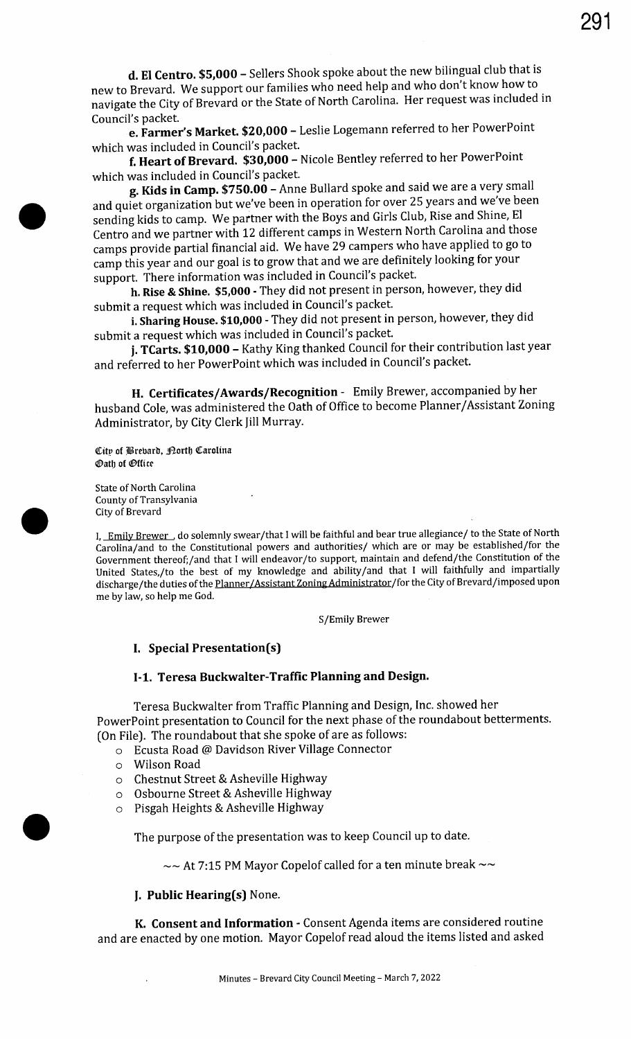**d. El Centro. $5,000** – Sellers Shook spoke about the new bilingual club that is new to Brevard. We support our families who need help and who don't know how to navigate the City of Brevard or the State of North Carolina. Her request was included in Council's packet.

**e. Farmer's Market. $20,000** – Leslie Logemann referred to her PowerPoint which was included in Council's packet.

**f. Heart of Brevard. $30,000** – Nicole Bentley referred to her PowerPoint which was included in Council's packet.

**g. Kids in Camp. $750.00** – Anne Bullard spoke and said we are a very small and quiet organization but we've been in operation for over 25 years and we've been sending kids to camp. We partner with the Boys and Girls Club, Rise and Shine, El Centro and we partner with 12 different camps in Western North Carolina and those camps provide partial financial aid. We have 29 campers who have applied to go to camp this year and our goal is to grow that and we are definitely looking for your support. There information was included in Council's packet.

**h. Rise & Shine. $5,000** - They did not present in person, however, they did submit a request which was included in Council's packet.

**i. Sharing House. $10,000** - They did not present in person, however, they did submit a request which was included in Council's packet.

**j. TCarts. $10,000** – Kathy King thanked Council for their contribution last year and referred to her PowerPoint which was included in Council's packet.

**H. Certificates/Awards/Recognition** - Emily Brewer, accompanied by her husband Cole, was administered the Oath of Office to become Planner/Assistant Zoning Administrator, by City Clerk Jill Murray.

City of Brevard, North Carolina
Oath of Office

State of North Carolina
County of Transylvania
City of Brevard

I, Emily Brewer , do solemnly swear/that I will be faithful and bear true allegiance/ to the State of North Carolina/and to the Constitutional powers and authorities/ which are or may be established/for the Government thereof;/and that I will endeavor/to support, maintain and defend/the Constitution of the United States,/to the best of my knowledge and ability/and that I will faithfully and impartially discharge/the duties of the Planner/Assistant Zoning Administrator/for the City of Brevard/imposed upon me by law, so help me God.

S/Emily Brewer

## I. Special Presentation(s)

### I-1. Teresa Buckwalter-Traffic Planning and Design.

Teresa Buckwalter from Traffic Planning and Design, Inc. showed her PowerPoint presentation to Council for the next phase of the roundabout betterments. (On File). The roundabout that she spoke of are as follows:

- Ecusta Road @ Davidson River Village Connector
- Wilson Road
- Chestnut Street & Asheville Highway
- Osbourne Street & Asheville Highway
- Pisgah Heights & Asheville Highway

The purpose of the presentation was to keep Council up to date.

~~ At 7:15 PM Mayor Copelof called for a ten minute break ~~

**J. Public Hearing(s)** None.

**K. Consent and Information** - Consent Agenda items are considered routine and are enacted by one motion. Mayor Copelof read aloud the items listed and asked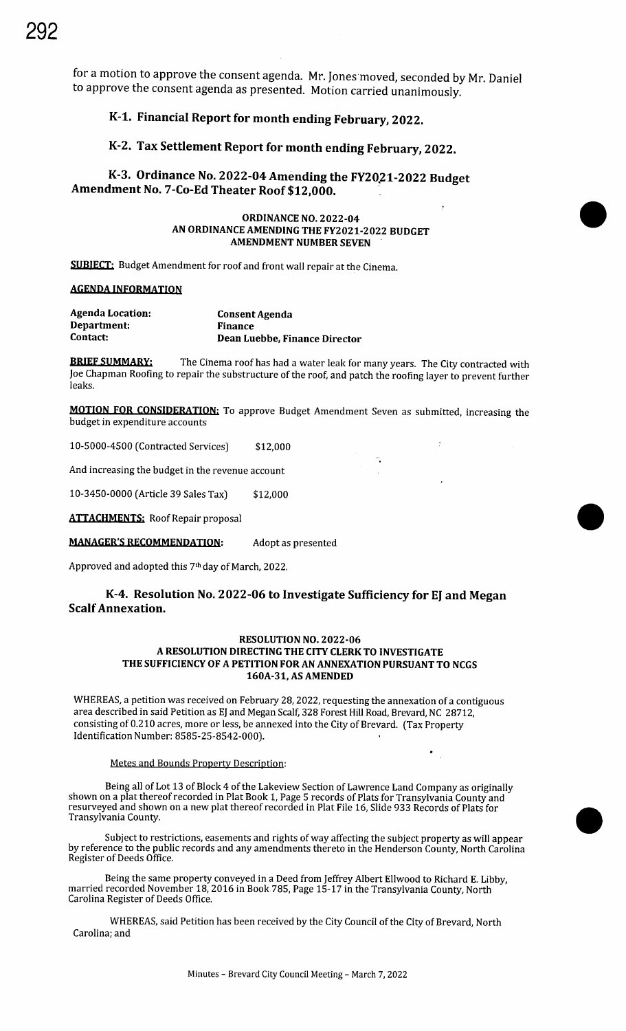for a motion to approve the consent agenda. Mr. Jones moved, seconded by Mr. Daniel to approve the consent agenda as presented. Motion carried unanimously.

### K-1. Financial Report for month ending February, 2022.

### K-2. Tax Settlement Report for month ending February, 2022.

### K-3. Ordinance No. 2022-04 Amending the FY2021-2022 Budget Amendment No. 7-Co-Ed Theater Roof $12,000.

**ORDINANCE NO. 2022-04**
**AN ORDINANCE AMENDING THE FY2021-2022 BUDGET**
**AMENDMENT NUMBER SEVEN**

**SUBJECT:** Budget Amendment for roof and front wall repair at the Cinema.

**AGENDA INFORMATION**

**Agenda Location:** **Consent Agenda**
**Department:** **Finance**
**Contact:** **Dean Luebbe, Finance Director**

**BRIEF SUMMARY:** The Cinema roof has had a water leak for many years. The City contracted with Joe Chapman Roofing to repair the substructure of the roof, and patch the roofing layer to prevent further leaks.

**MOTION FOR CONSIDERATION:** To approve Budget Amendment Seven as submitted, increasing the budget in expenditure accounts

10-5000-4500 (Contracted Services) $12,000

And increasing the budget in the revenue account

10-3450-0000 (Article 39 Sales Tax) $12,000

**ATTACHMENTS:** Roof Repair proposal

**MANAGER'S RECOMMENDATION:** Adopt as presented

Approved and adopted this 7th day of March, 2022.

### K-4. Resolution No. 2022-06 to Investigate Sufficiency for EJ and Megan Scalf Annexation.

**RESOLUTION NO. 2022-06**
**A RESOLUTION DIRECTING THE CITY CLERK TO INVESTIGATE THE SUFFICIENCY OF A PETITION FOR AN ANNEXATION PURSUANT TO NCGS 160A-31, AS AMENDED**

WHEREAS, a petition was received on February 28, 2022, requesting the annexation of a contiguous area described in said Petition as EJ and Megan Scalf, 328 Forest Hill Road, Brevard, NC 28712, consisting of 0.210 acres, more or less, be annexed into the City of Brevard. (Tax Property Identification Number: 8585-25-8542-000).

Metes and Bounds Property Description:

Being all of Lot 13 of Block 4 of the Lakeview Section of Lawrence Land Company as originally shown on a plat thereof recorded in Plat Book 1, Page 5 records of Plats for Transylvania County and resurveyed and shown on a new plat thereof recorded in Plat File 16, Slide 933 Records of Plats for Transylvania County.

Subject to restrictions, easements and rights of way affecting the subject property as will appear by reference to the public records and any amendments thereto in the Henderson County, North Carolina Register of Deeds Office.

Being the same property conveyed in a Deed from Jeffrey Albert Ellwood to Richard E. Libby, married recorded November 18, 2016 in Book 785, Page 15-17 in the Transylvania County, North Carolina Register of Deeds Office.

WHEREAS, said Petition has been received by the City Council of the City of Brevard, North Carolina; and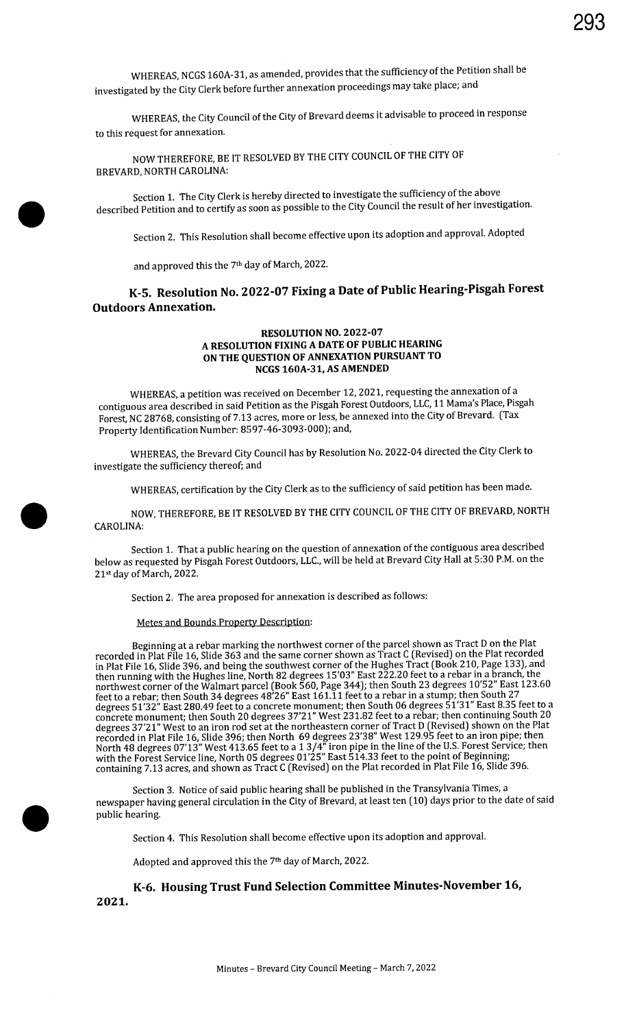WHEREAS, NCGS 160A-31, as amended, provides that the sufficiency of the Petition shall be investigated by the City Clerk before further annexation proceedings may take place; and

WHEREAS, the City Council of the City of Brevard deems it advisable to proceed in response to this request for annexation.

NOW THEREFORE, BE IT RESOLVED BY THE CITY COUNCIL OF THE CITY OF BREVARD, NORTH CAROLINA:

Section 1. The City Clerk is hereby directed to investigate the sufficiency of the above described Petition and to certify as soon as possible to the City Council the result of her investigation.

Section 2. This Resolution shall become effective upon its adoption and approval. Adopted and approved this the 7th day of March, 2022.

## K-5. Resolution No. 2022-07 Fixing a Date of Public Hearing-Pisgah Forest Outdoors Annexation.

**RESOLUTION NO. 2022-07**
**A RESOLUTION FIXING A DATE OF PUBLIC HEARING ON THE QUESTION OF ANNEXATION PURSUANT TO NCGS 160A-31, AS AMENDED**

WHEREAS, a petition was received on December 12, 2021, requesting the annexation of a contiguous area described in said Petition as the Pisgah Forest Outdoors, LLC, 11 Mama's Place, Pisgah Forest, NC 28768, consisting of 7.13 acres, more or less, be annexed into the City of Brevard. (Tax Property Identification Number: 8597-46-3093-000); and,

WHEREAS, the Brevard City Council has by Resolution No. 2022-04 directed the City Clerk to investigate the sufficiency thereof; and

WHEREAS, certification by the City Clerk as to the sufficiency of said petition has been made.

NOW, THEREFORE, BE IT RESOLVED BY THE CITY COUNCIL OF THE CITY OF BREVARD, NORTH CAROLINA:

Section 1. That a public hearing on the question of annexation of the contiguous area described below as requested by Pisgah Forest Outdoors, LLC., will be held at Brevard City Hall at 5:30 P.M. on the 21st day of March, 2022.

Section 2. The area proposed for annexation is described as follows:

Metes and Bounds Property Description:

Beginning at a rebar marking the northwest corner of the parcel shown as Tract D on the Plat recorded in Plat File 16, Slide 363 and the same corner shown as Tract C (Revised) on the Plat recorded in Plat File 16, Slide 396, and being the southwest corner of the Hughes Tract (Book 210, Page 133), and then running with the Hughes line, North 82 degrees 15'03" East 222.20 feet to a rebar in a branch, the northwest corner of the Walmart parcel (Book 560, Page 344); then South 23 degrees 10'52" East 123.60 feet to a rebar; then South 34 degrees 48'26" East 161.11 feet to a rebar in a stump; then South 27 degrees 51'32" East 280.49 feet to a concrete monument; then South 06 degrees 51'31" East 8.35 feet to a concrete monument; then South 20 degrees 37'21" West 231.82 feet to a rebar; then continuing South 20 degrees 37'21" West to an iron rod set at the northeastern corner of Tract D (Revised) shown on the Plat recorded in Plat File 16, Slide 396; then North 69 degrees 23'38" West 129.95 feet to an iron pipe; then North 48 degrees 07'13" West 413.65 feet to a 1 3/4" iron pipe in the line of the U.S. Forest Service; then with the Forest Service line, North 05 degrees 01'25" East 514.33 feet to the point of Beginning; containing 7.13 acres, and shown as Tract C (Revised) on the Plat recorded in Plat File 16, Slide 396.

Section 3. Notice of said public hearing shall be published in the Transylvania Times, a newspaper having general circulation in the City of Brevard, at least ten (10) days prior to the date of said public hearing.

Section 4. This Resolution shall become effective upon its adoption and approval.

Adopted and approved this the 7th day of March, 2022.

## K-6. Housing Trust Fund Selection Committee Minutes-November 16, 2021.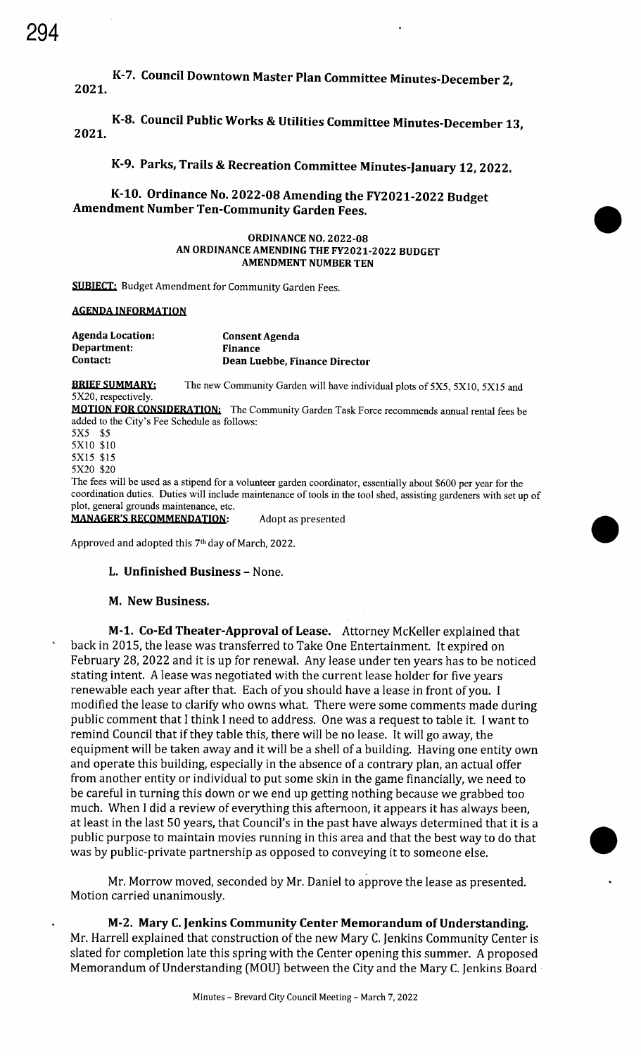**K-7. Council Downtown Master Plan Committee Minutes-December 2, 2021.**

**K-8. Council Public Works & Utilities Committee Minutes-December 13, 2021.**

**K-9. Parks, Trails & Recreation Committee Minutes-January 12, 2022.**

**K-10. Ordinance No. 2022-08 Amending the FY2021-2022 Budget Amendment Number Ten-Community Garden Fees.**

**ORDINANCE NO. 2022-08**
**AN ORDINANCE AMENDING THE FY2021-2022 BUDGET**
**AMENDMENT NUMBER TEN**

**SUBJECT:** Budget Amendment for Community Garden Fees.

**AGENDA INFORMATION**

| | |
|---|---|
| **Agenda Location:** | **Consent Agenda** |
| **Department:** | **Finance** |
| **Contact:** | **Dean Luebbe, Finance Director** |

**BRIEF SUMMARY:** The new Community Garden will have individual plots of 5X5, 5X10, 5X15 and 5X20, respectively.

**MOTION FOR CONSIDERATION:** The Community Garden Task Force recommends annual rental fees be added to the City's Fee Schedule as follows:

5X5 $5
5X10 $10
5X15 $15
5X20 $20

The fees will be used as a stipend for a volunteer garden coordinator, essentially about $600 per year for the coordination duties. Duties will include maintenance of tools in the tool shed, assisting gardeners with set up of plot, general grounds maintenance, etc.

**MANAGER'S RECOMMENDATION:** Adopt as presented

Approved and adopted this 7th day of March, 2022.

**L. Unfinished Business** – None.

**M. New Business.**

**M-1. Co-Ed Theater-Approval of Lease.** Attorney McKeller explained that back in 2015, the lease was transferred to Take One Entertainment. It expired on February 28, 2022 and it is up for renewal. Any lease under ten years has to be noticed stating intent. A lease was negotiated with the current lease holder for five years renewable each year after that. Each of you should have a lease in front of you. I modified the lease to clarify who owns what. There were some comments made during public comment that I think I need to address. One was a request to table it. I want to remind Council that if they table this, there will be no lease. It will go away, the equipment will be taken away and it will be a shell of a building. Having one entity own and operate this building, especially in the absence of a contrary plan, an actual offer from another entity or individual to put some skin in the game financially, we need to be careful in turning this down or we end up getting nothing because we grabbed too much. When I did a review of everything this afternoon, it appears it has always been, at least in the last 50 years, that Council's in the past have always determined that it is a public purpose to maintain movies running in this area and that the best way to do that was by public-private partnership as opposed to conveying it to someone else.

Mr. Morrow moved, seconded by Mr. Daniel to approve the lease as presented. Motion carried unanimously.

**M-2. Mary C. Jenkins Community Center Memorandum of Understanding.** Mr. Harrell explained that construction of the new Mary C. Jenkins Community Center is slated for completion late this spring with the Center opening this summer. A proposed Memorandum of Understanding (MOU) between the City and the Mary C. Jenkins Board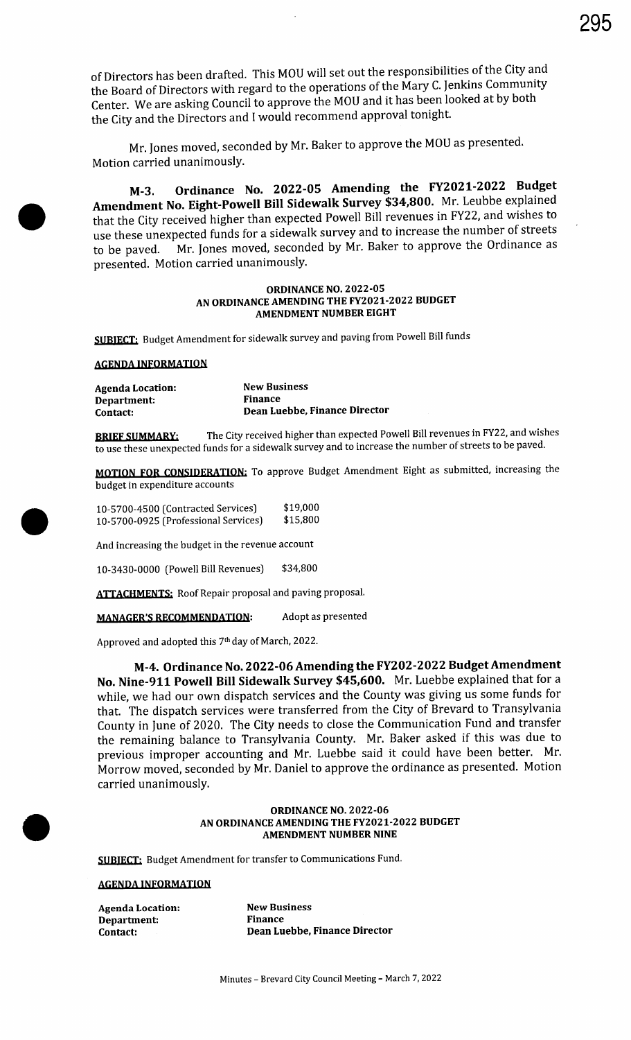of Directors has been drafted. This MOU will set out the responsibilities of the City and the Board of Directors with regard to the operations of the Mary C. Jenkins Community Center. We are asking Council to approve the MOU and it has been looked at by both the City and the Directors and I would recommend approval tonight.

Mr. Jones moved, seconded by Mr. Baker to approve the MOU as presented. Motion carried unanimously.

**M-3. Ordinance No. 2022-05 Amending the FY2021-2022 Budget Amendment No. Eight-Powell Bill Sidewalk Survey $34,800.** Mr. Leubbe explained that the City received higher than expected Powell Bill revenues in FY22, and wishes to use these unexpected funds for a sidewalk survey and to increase the number of streets to be paved. Mr. Jones moved, seconded by Mr. Baker to approve the Ordinance as presented. Motion carried unanimously.

**ORDINANCE NO. 2022-05**
**AN ORDINANCE AMENDING THE FY2021-2022 BUDGET**
**AMENDMENT NUMBER EIGHT**

**SUBJECT:** Budget Amendment for sidewalk survey and paving from Powell Bill funds

**AGENDA INFORMATION**

| | |
|---|---|
| **Agenda Location:** | **New Business** |
| **Department:** | **Finance** |
| **Contact:** | **Dean Luebbe, Finance Director** |

**BRIEF SUMMARY:** The City received higher than expected Powell Bill revenues in FY22, and wishes to use these unexpected funds for a sidewalk survey and to increase the number of streets to be paved.

**MOTION FOR CONSIDERATION:** To approve Budget Amendment Eight as submitted, increasing the budget in expenditure accounts

| | |
|---|---|
| 10-5700-4500 (Contracted Services) | $19,000 |
| 10-5700-0925 (Professional Services) | $15,800 |

And increasing the budget in the revenue account

10-3430-0000 (Powell Bill Revenues) $34,800

**ATTACHMENTS:** Roof Repair proposal and paving proposal.

**MANAGER'S RECOMMENDATION:** Adopt as presented

Approved and adopted this 7th day of March, 2022.

**M-4. Ordinance No. 2022-06 Amending the FY202-2022 Budget Amendment No. Nine-911 Powell Bill Sidewalk Survey $45,600.** Mr. Luebbe explained that for a while, we had our own dispatch services and the County was giving us some funds for that. The dispatch services were transferred from the City of Brevard to Transylvania County in June of 2020. The City needs to close the Communication Fund and transfer the remaining balance to Transylvania County. Mr. Baker asked if this was due to previous improper accounting and Mr. Luebbe said it could have been better. Mr. Morrow moved, seconded by Mr. Daniel to approve the ordinance as presented. Motion carried unanimously.

**ORDINANCE NO. 2022-06**
**AN ORDINANCE AMENDING THE FY2021-2022 BUDGET**
**AMENDMENT NUMBER NINE**

**SUBJECT:** Budget Amendment for transfer to Communications Fund.

**AGENDA INFORMATION**

| | |
|---|---|
| **Agenda Location:** | **New Business** |
| **Department:** | **Finance** |
| **Contact:** | **Dean Luebbe, Finance Director** |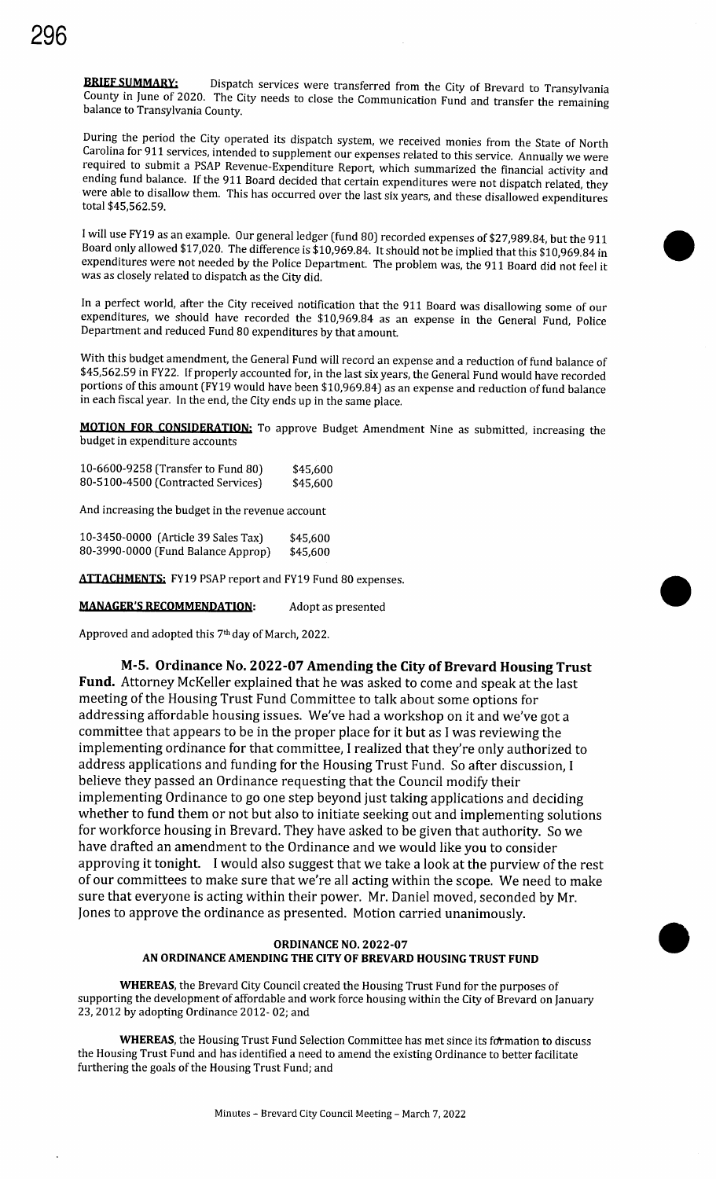**BRIEF SUMMARY:** Dispatch services were transferred from the City of Brevard to Transylvania County in June of 2020. The City needs to close the Communication Fund and transfer the remaining balance to Transylvania County.

During the period the City operated its dispatch system, we received monies from the State of North Carolina for 911 services, intended to supplement our expenses related to this service. Annually we were required to submit a PSAP Revenue-Expenditure Report, which summarized the financial activity and ending fund balance. If the 911 Board decided that certain expenditures were not dispatch related, they were able to disallow them. This has occurred over the last six years, and these disallowed expenditures total $45,562.59.

I will use FY19 as an example. Our general ledger (fund 80) recorded expenses of $27,989.84, but the 911 Board only allowed $17,020. The difference is $10,969.84. It should not be implied that this $10,969.84 in expenditures were not needed by the Police Department. The problem was, the 911 Board did not feel it was as closely related to dispatch as the City did.

In a perfect world, after the City received notification that the 911 Board was disallowing some of our expenditures, we should have recorded the $10,969.84 as an expense in the General Fund, Police Department and reduced Fund 80 expenditures by that amount.

With this budget amendment, the General Fund will record an expense and a reduction of fund balance of $45,562.59 in FY22. If properly accounted for, in the last six years, the General Fund would have recorded portions of this amount (FY19 would have been $10,969.84) as an expense and reduction of fund balance in each fiscal year. In the end, the City ends up in the same place.

**MOTION FOR CONSIDERATION:** To approve Budget Amendment Nine as submitted, increasing the budget in expenditure accounts

| | |
|---|---|
| 10-6600-9258 (Transfer to Fund 80) | $45,600 |
| 80-5100-4500 (Contracted Services) | $45,600 |

And increasing the budget in the revenue account

| | |
|---|---|
| 10-3450-0000 (Article 39 Sales Tax) | $45,600 |
| 80-3990-0000 (Fund Balance Approp) | $45,600 |

**ATTACHMENTS:** FY19 PSAP report and FY19 Fund 80 expenses.

**MANAGER'S RECOMMENDATION:** Adopt as presented

Approved and adopted this 7th day of March, 2022.

**M-5. Ordinance No. 2022-07 Amending the City of Brevard Housing Trust Fund.** Attorney McKeller explained that he was asked to come and speak at the last meeting of the Housing Trust Fund Committee to talk about some options for addressing affordable housing issues. We've had a workshop on it and we've got a committee that appears to be in the proper place for it but as I was reviewing the implementing ordinance for that committee, I realized that they're only authorized to address applications and funding for the Housing Trust Fund. So after discussion, I believe they passed an Ordinance requesting that the Council modify their implementing Ordinance to go one step beyond just taking applications and deciding whether to fund them or not but also to initiate seeking out and implementing solutions for workforce housing in Brevard. They have asked to be given that authority. So we have drafted an amendment to the Ordinance and we would like you to consider approving it tonight. I would also suggest that we take a look at the purview of the rest of our committees to make sure that we're all acting within the scope. We need to make sure that everyone is acting within their power. Mr. Daniel moved, seconded by Mr. Jones to approve the ordinance as presented. Motion carried unanimously.

**ORDINANCE NO. 2022-07**
**AN ORDINANCE AMENDING THE CITY OF BREVARD HOUSING TRUST FUND**

**WHEREAS**, the Brevard City Council created the Housing Trust Fund for the purposes of supporting the development of affordable and work force housing within the City of Brevard on January 23, 2012 by adopting Ordinance 2012- 02; and

**WHEREAS**, the Housing Trust Fund Selection Committee has met since its formation to discuss the Housing Trust Fund and has identified a need to amend the existing Ordinance to better facilitate furthering the goals of the Housing Trust Fund; and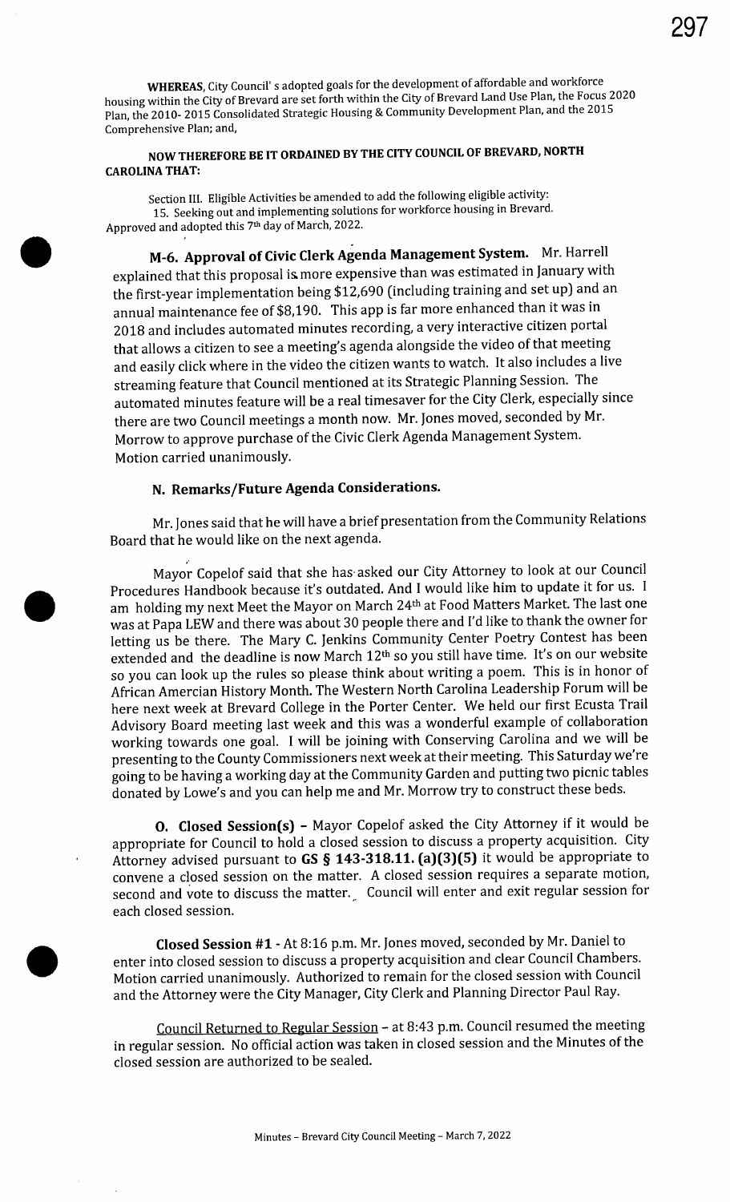**WHEREAS**, City Council' s adopted goals for the development of affordable and workforce housing within the City of Brevard are set forth within the City of Brevard Land Use Plan, the Focus 2020 Plan, the 2010- 2015 Consolidated Strategic Housing & Community Development Plan, and the 2015 Comprehensive Plan; and,

**NOW THEREFORE BE IT ORDAINED BY THE CITY COUNCIL OF BREVARD, NORTH CAROLINA THAT:**

Section III. Eligible Activities be amended to add the following eligible activity:
15. Seeking out and implementing solutions for workforce housing in Brevard.
Approved and adopted this 7th day of March, 2022.

**M-6. Approval of Civic Clerk Agenda Management System.** Mr. Harrell explained that this proposal is more expensive than was estimated in January with the first-year implementation being $12,690 (including training and set up) and an annual maintenance fee of $8,190. This app is far more enhanced than it was in 2018 and includes automated minutes recording, a very interactive citizen portal that allows a citizen to see a meeting's agenda alongside the video of that meeting and easily click where in the video the citizen wants to watch. It also includes a live streaming feature that Council mentioned at its Strategic Planning Session. The automated minutes feature will be a real timesaver for the City Clerk, especially since there are two Council meetings a month now. Mr. Jones moved, seconded by Mr. Morrow to approve purchase of the Civic Clerk Agenda Management System. Motion carried unanimously.

**N. Remarks/Future Agenda Considerations.**

Mr. Jones said that he will have a brief presentation from the Community Relations Board that he would like on the next agenda.

Mayor Copelof said that she has asked our City Attorney to look at our Council Procedures Handbook because it's outdated. And I would like him to update it for us. I am holding my next Meet the Mayor on March 24th at Food Matters Market. The last one was at Papa LEW and there was about 30 people there and I'd like to thank the owner for letting us be there. The Mary C. Jenkins Community Center Poetry Contest has been extended and the deadline is now March 12th so you still have time. It's on our website so you can look up the rules so please think about writing a poem. This is in honor of African Amercian History Month. The Western North Carolina Leadership Forum will be here next week at Brevard College in the Porter Center. We held our first Ecusta Trail Advisory Board meeting last week and this was a wonderful example of collaboration working towards one goal. I will be joining with Conserving Carolina and we will be presenting to the County Commissioners next week at their meeting. This Saturday we're going to be having a working day at the Community Garden and putting two picnic tables donated by Lowe's and you can help me and Mr. Morrow try to construct these beds.

**O. Closed Session(s) -** Mayor Copelof asked the City Attorney if it would be appropriate for Council to hold a closed session to discuss a property acquisition. City Attorney advised pursuant to **GS § 143-318.11. (a)(3)(5)** it would be appropriate to convene a closed session on the matter. A closed session requires a separate motion, second and vote to discuss the matter. Council will enter and exit regular session for each closed session.

**Closed Session #1** - At 8:16 p.m. Mr. Jones moved, seconded by Mr. Daniel to enter into closed session to discuss a property acquisition and clear Council Chambers. Motion carried unanimously. Authorized to remain for the closed session with Council and the Attorney were the City Manager, City Clerk and Planning Director Paul Ray.

Council Returned to Regular Session – at 8:43 p.m. Council resumed the meeting in regular session. No official action was taken in closed session and the Minutes of the closed session are authorized to be sealed.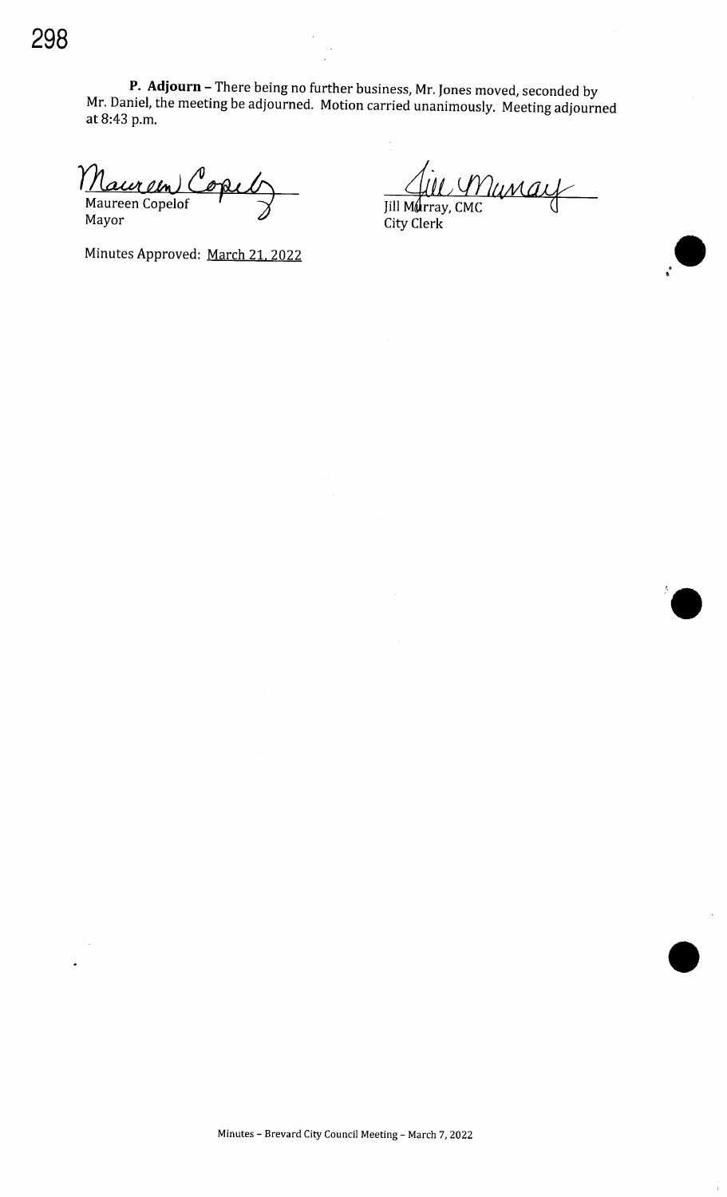**P. Adjourn** – There being no further business, Mr. Jones moved, seconded by Mr. Daniel, the meeting be adjourned. Motion carried unanimously. Meeting adjourned at 8:43 p.m.

Maureen Copelof
Mayor

Jill Murray, CMC
City Clerk

Minutes Approved: March 21, 2022